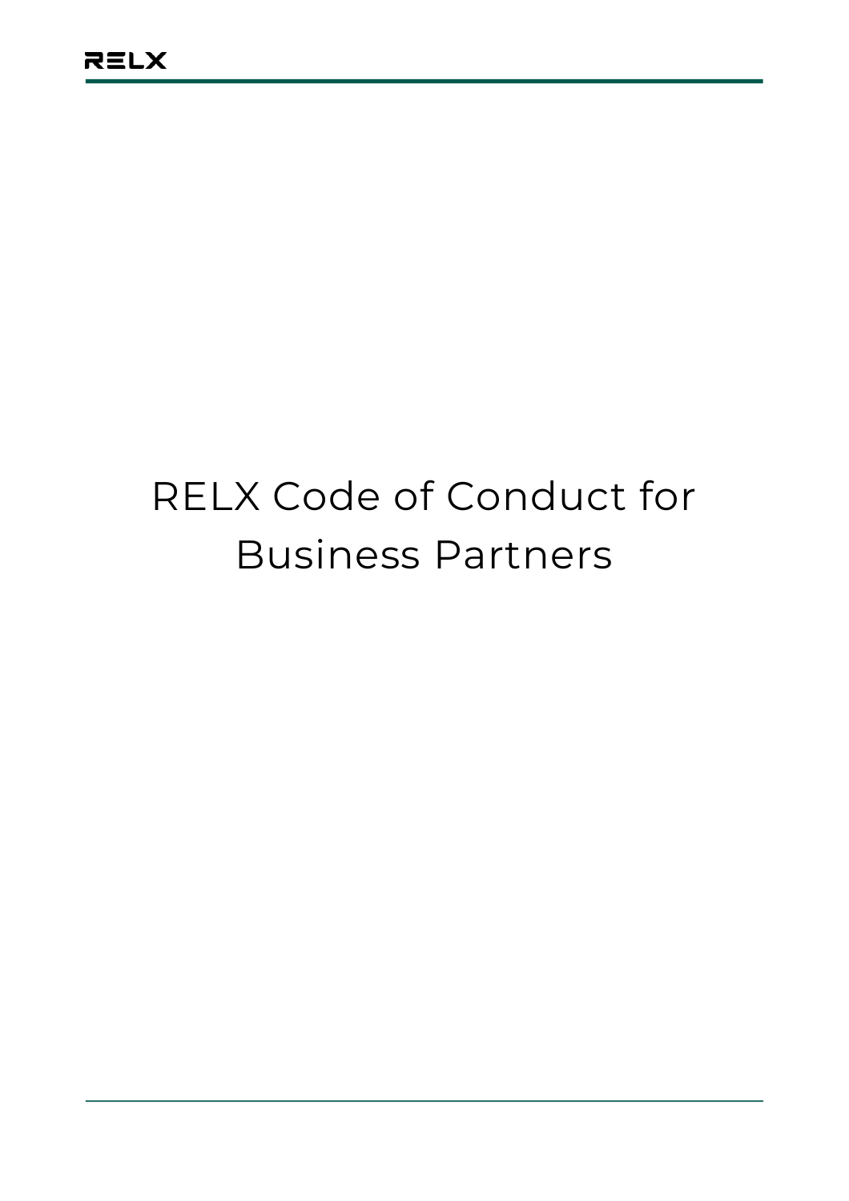# RELX Code of Conduct for Business Partners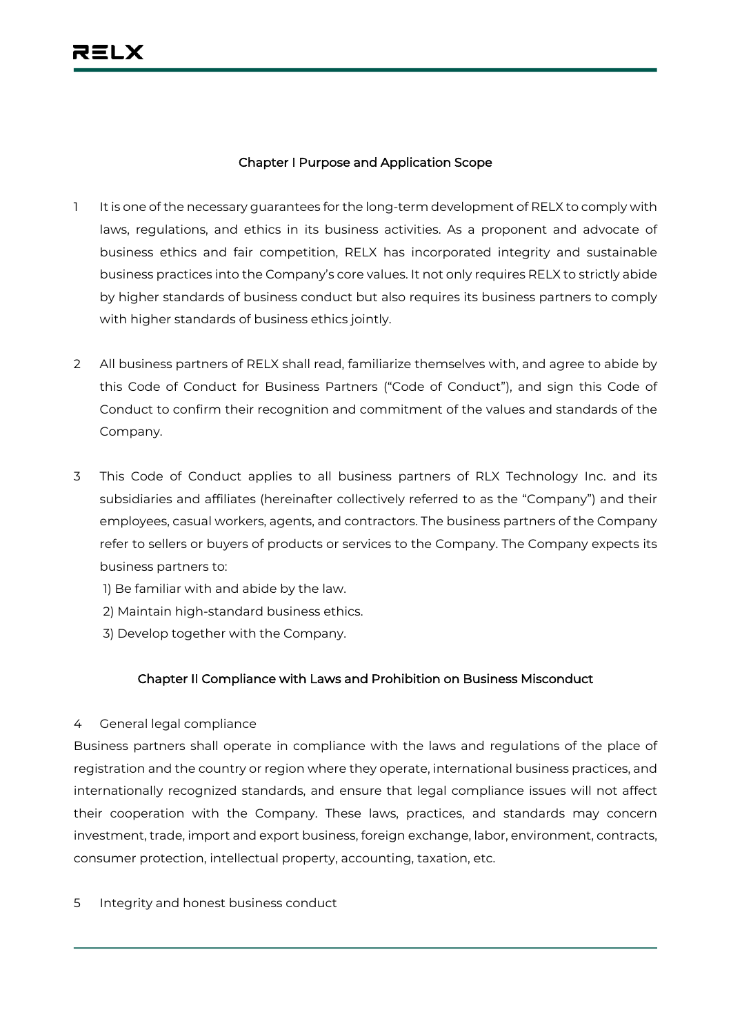## Chapter I Purpose and Application Scope

1 It is one of the necessary guarantees for the long-term development of RELX to comply with laws, regulations, and ethics in its business activities. As a proponent and advocate of business ethics and fair competition, RELX has incorporated integrity and sustainable business practices into the Company's core values. It not only requires RELX to strictly abide by higher standards of business conduct but also requires its business partners to comply with higher standards of business ethics jointly.

2 All business partners of RELX shall read, familiarize themselves with, and agree to abide by this Code of Conduct for Business Partners ("Code of Conduct"), and sign this Code of Conduct to confirm their recognition and commitment of the values and standards of the Company.

3 This Code of Conduct applies to all business partners of RLX Technology Inc. and its subsidiaries and affiliates (hereinafter collectively referred to as the "Company") and their employees, casual workers, agents, and contractors. The business partners of the Company refer to sellers or buyers of products or services to the Company. The Company expects its business partners to:

1) Be familiar with and abide by the law.
2) Maintain high-standard business ethics.
3) Develop together with the Company.

## Chapter II Compliance with Laws and Prohibition on Business Misconduct

4 General legal compliance

Business partners shall operate in compliance with the laws and regulations of the place of registration and the country or region where they operate, international business practices, and internationally recognized standards, and ensure that legal compliance issues will not affect their cooperation with the Company. These laws, practices, and standards may concern investment, trade, import and export business, foreign exchange, labor, environment, contracts, consumer protection, intellectual property, accounting, taxation, etc.

5 Integrity and honest business conduct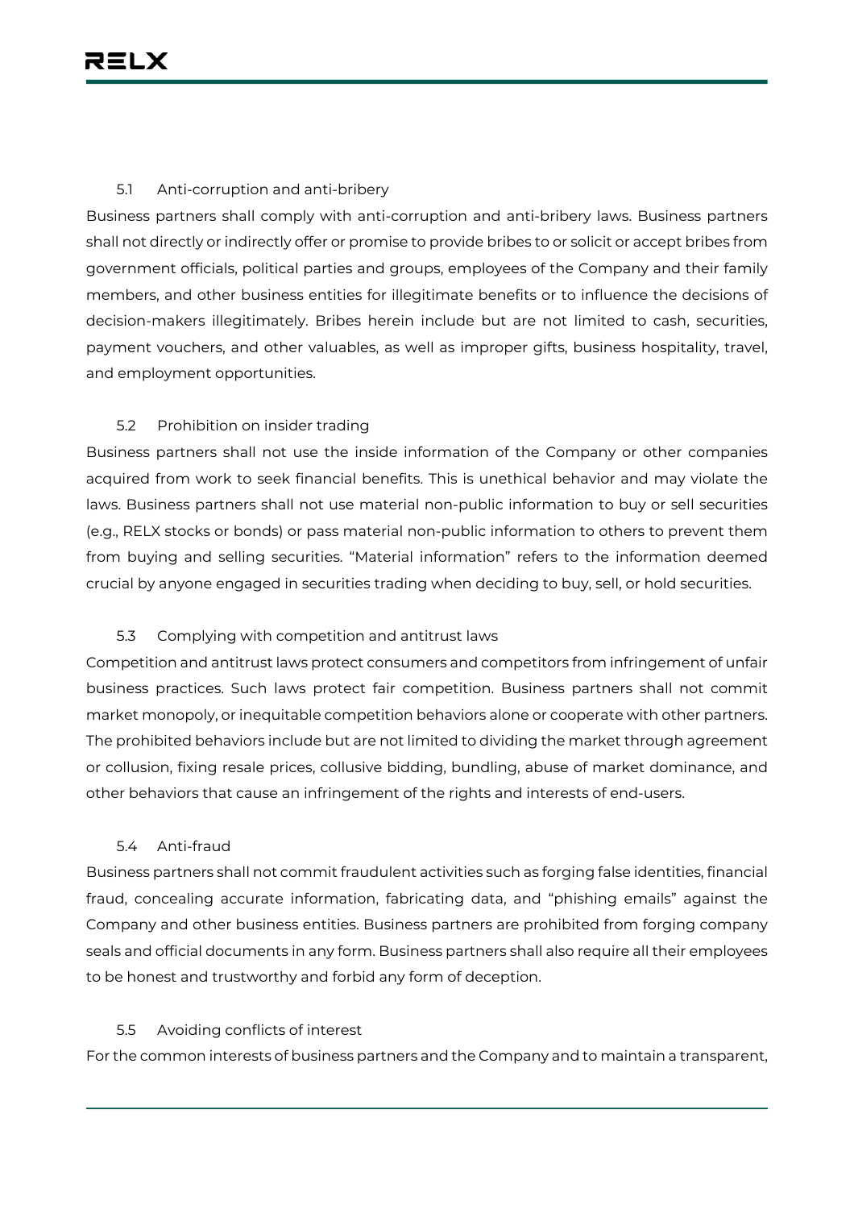### 5.1 Anti-corruption and anti-bribery

Business partners shall comply with anti-corruption and anti-bribery laws. Business partners shall not directly or indirectly offer or promise to provide bribes to or solicit or accept bribes from government officials, political parties and groups, employees of the Company and their family members, and other business entities for illegitimate benefits or to influence the decisions of decision-makers illegitimately. Bribes herein include but are not limited to cash, securities, payment vouchers, and other valuables, as well as improper gifts, business hospitality, travel, and employment opportunities.

### 5.2 Prohibition on insider trading

Business partners shall not use the inside information of the Company or other companies acquired from work to seek financial benefits. This is unethical behavior and may violate the laws. Business partners shall not use material non-public information to buy or sell securities (e.g., RELX stocks or bonds) or pass material non-public information to others to prevent them from buying and selling securities. "Material information" refers to the information deemed crucial by anyone engaged in securities trading when deciding to buy, sell, or hold securities.

### 5.3 Complying with competition and antitrust laws

Competition and antitrust laws protect consumers and competitors from infringement of unfair business practices. Such laws protect fair competition. Business partners shall not commit market monopoly, or inequitable competition behaviors alone or cooperate with other partners. The prohibited behaviors include but are not limited to dividing the market through agreement or collusion, fixing resale prices, collusive bidding, bundling, abuse of market dominance, and other behaviors that cause an infringement of the rights and interests of end-users.

### 5.4 Anti-fraud

Business partners shall not commit fraudulent activities such as forging false identities, financial fraud, concealing accurate information, fabricating data, and "phishing emails" against the Company and other business entities. Business partners are prohibited from forging company seals and official documents in any form. Business partners shall also require all their employees to be honest and trustworthy and forbid any form of deception.

### 5.5 Avoiding conflicts of interest

For the common interests of business partners and the Company and to maintain a transparent,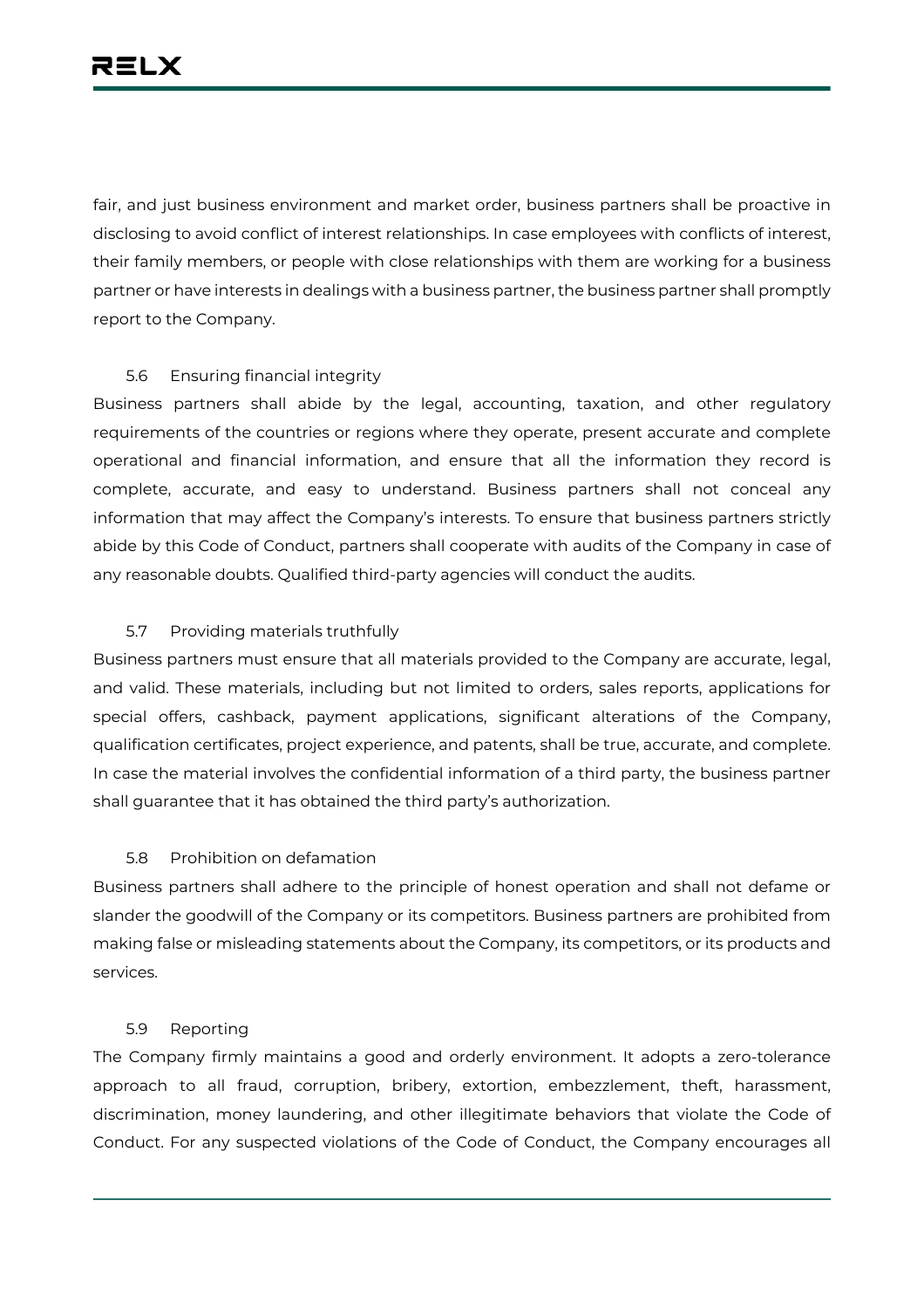fair, and just business environment and market order, business partners shall be proactive in disclosing to avoid conflict of interest relationships. In case employees with conflicts of interest, their family members, or people with close relationships with them are working for a business partner or have interests in dealings with a business partner, the business partner shall promptly report to the Company.

### 5.6 Ensuring financial integrity

Business partners shall abide by the legal, accounting, taxation, and other regulatory requirements of the countries or regions where they operate, present accurate and complete operational and financial information, and ensure that all the information they record is complete, accurate, and easy to understand. Business partners shall not conceal any information that may affect the Company's interests. To ensure that business partners strictly abide by this Code of Conduct, partners shall cooperate with audits of the Company in case of any reasonable doubts. Qualified third-party agencies will conduct the audits.

### 5.7 Providing materials truthfully

Business partners must ensure that all materials provided to the Company are accurate, legal, and valid. These materials, including but not limited to orders, sales reports, applications for special offers, cashback, payment applications, significant alterations of the Company, qualification certificates, project experience, and patents, shall be true, accurate, and complete. In case the material involves the confidential information of a third party, the business partner shall guarantee that it has obtained the third party's authorization.

### 5.8 Prohibition on defamation

Business partners shall adhere to the principle of honest operation and shall not defame or slander the goodwill of the Company or its competitors. Business partners are prohibited from making false or misleading statements about the Company, its competitors, or its products and services.

### 5.9 Reporting

The Company firmly maintains a good and orderly environment. It adopts a zero-tolerance approach to all fraud, corruption, bribery, extortion, embezzlement, theft, harassment, discrimination, money laundering, and other illegitimate behaviors that violate the Code of Conduct. For any suspected violations of the Code of Conduct, the Company encourages all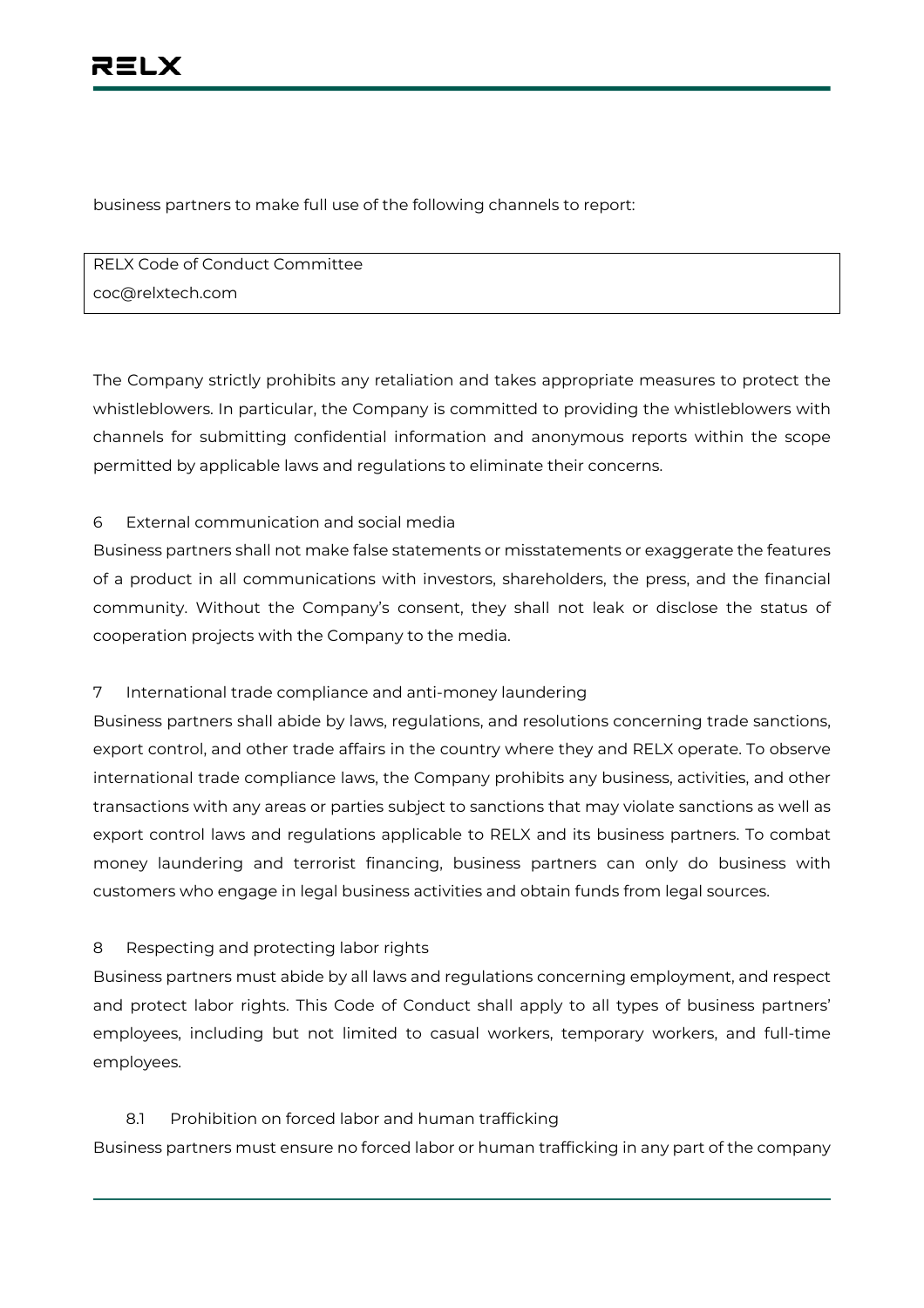business partners to make full use of the following channels to report:

| RELX Code of Conduct Committee<br>coc@relxtech.com |
|---|

The Company strictly prohibits any retaliation and takes appropriate measures to protect the whistleblowers. In particular, the Company is committed to providing the whistleblowers with channels for submitting confidential information and anonymous reports within the scope permitted by applicable laws and regulations to eliminate their concerns.

## 6 External communication and social media

Business partners shall not make false statements or misstatements or exaggerate the features of a product in all communications with investors, shareholders, the press, and the financial community. Without the Company's consent, they shall not leak or disclose the status of cooperation projects with the Company to the media.

## 7 International trade compliance and anti-money laundering

Business partners shall abide by laws, regulations, and resolutions concerning trade sanctions, export control, and other trade affairs in the country where they and RELX operate. To observe international trade compliance laws, the Company prohibits any business, activities, and other transactions with any areas or parties subject to sanctions that may violate sanctions as well as export control laws and regulations applicable to RELX and its business partners. To combat money laundering and terrorist financing, business partners can only do business with customers who engage in legal business activities and obtain funds from legal sources.

## 8 Respecting and protecting labor rights

Business partners must abide by all laws and regulations concerning employment, and respect and protect labor rights. This Code of Conduct shall apply to all types of business partners' employees, including but not limited to casual workers, temporary workers, and full-time employees.

### 8.1 Prohibition on forced labor and human trafficking

Business partners must ensure no forced labor or human trafficking in any part of the company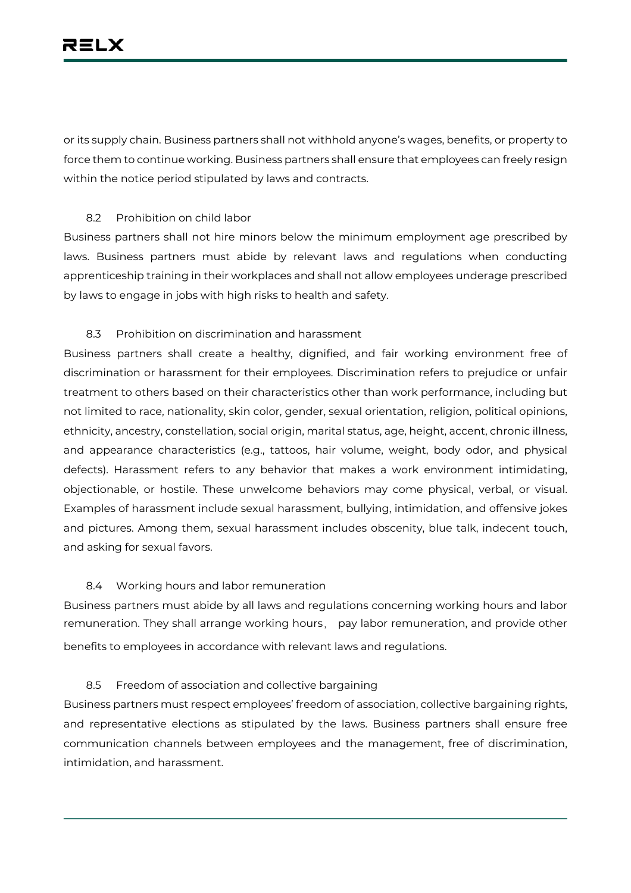or its supply chain. Business partners shall not withhold anyone's wages, benefits, or property to force them to continue working. Business partners shall ensure that employees can freely resign within the notice period stipulated by laws and contracts.

### 8.2 Prohibition on child labor

Business partners shall not hire minors below the minimum employment age prescribed by laws. Business partners must abide by relevant laws and regulations when conducting apprenticeship training in their workplaces and shall not allow employees underage prescribed by laws to engage in jobs with high risks to health and safety.

### 8.3 Prohibition on discrimination and harassment

Business partners shall create a healthy, dignified, and fair working environment free of discrimination or harassment for their employees. Discrimination refers to prejudice or unfair treatment to others based on their characteristics other than work performance, including but not limited to race, nationality, skin color, gender, sexual orientation, religion, political opinions, ethnicity, ancestry, constellation, social origin, marital status, age, height, accent, chronic illness, and appearance characteristics (e.g., tattoos, hair volume, weight, body odor, and physical defects). Harassment refers to any behavior that makes a work environment intimidating, objectionable, or hostile. These unwelcome behaviors may come physical, verbal, or visual. Examples of harassment include sexual harassment, bullying, intimidation, and offensive jokes and pictures. Among them, sexual harassment includes obscenity, blue talk, indecent touch, and asking for sexual favors.

### 8.4 Working hours and labor remuneration

Business partners must abide by all laws and regulations concerning working hours and labor remuneration. They shall arrange working hours， pay labor remuneration, and provide other benefits to employees in accordance with relevant laws and regulations.

### 8.5 Freedom of association and collective bargaining

Business partners must respect employees' freedom of association, collective bargaining rights, and representative elections as stipulated by the laws. Business partners shall ensure free communication channels between employees and the management, free of discrimination, intimidation, and harassment.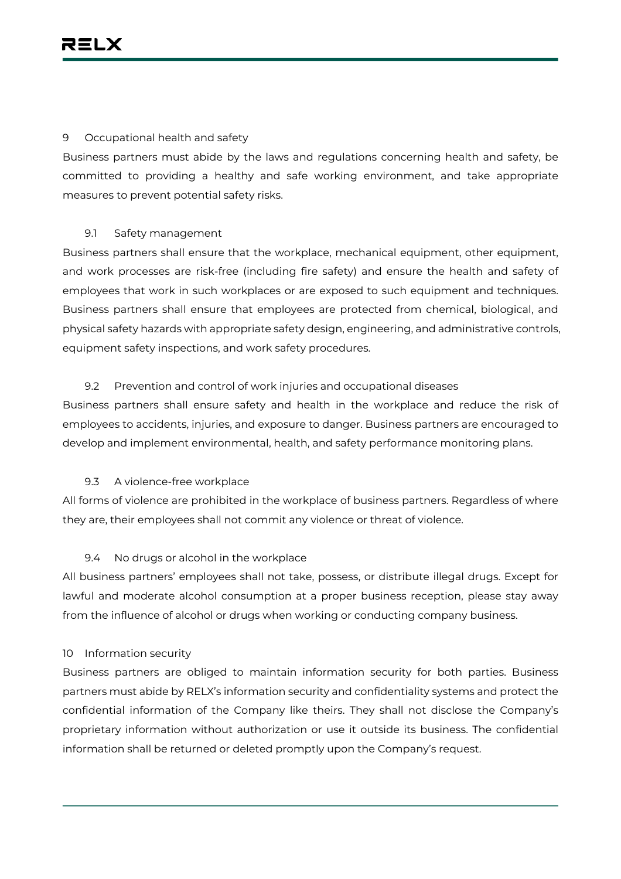## 9 Occupational health and safety

Business partners must abide by the laws and regulations concerning health and safety, be committed to providing a healthy and safe working environment, and take appropriate measures to prevent potential safety risks.

### 9.1 Safety management

Business partners shall ensure that the workplace, mechanical equipment, other equipment, and work processes are risk-free (including fire safety) and ensure the health and safety of employees that work in such workplaces or are exposed to such equipment and techniques. Business partners shall ensure that employees are protected from chemical, biological, and physical safety hazards with appropriate safety design, engineering, and administrative controls, equipment safety inspections, and work safety procedures.

### 9.2 Prevention and control of work injuries and occupational diseases

Business partners shall ensure safety and health in the workplace and reduce the risk of employees to accidents, injuries, and exposure to danger. Business partners are encouraged to develop and implement environmental, health, and safety performance monitoring plans.

### 9.3 A violence-free workplace

All forms of violence are prohibited in the workplace of business partners. Regardless of where they are, their employees shall not commit any violence or threat of violence.

### 9.4 No drugs or alcohol in the workplace

All business partners' employees shall not take, possess, or distribute illegal drugs. Except for lawful and moderate alcohol consumption at a proper business reception, please stay away from the influence of alcohol or drugs when working or conducting company business.

## 10 Information security

Business partners are obliged to maintain information security for both parties. Business partners must abide by RELX's information security and confidentiality systems and protect the confidential information of the Company like theirs. They shall not disclose the Company's proprietary information without authorization or use it outside its business. The confidential information shall be returned or deleted promptly upon the Company's request.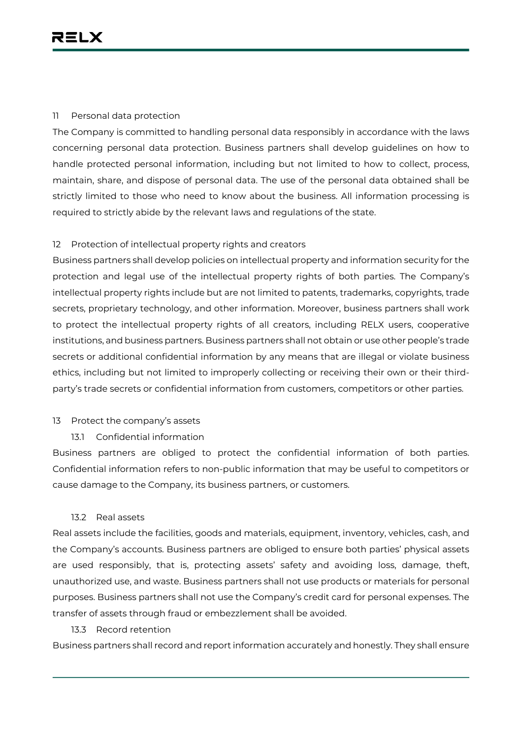## 11 Personal data protection

The Company is committed to handling personal data responsibly in accordance with the laws concerning personal data protection. Business partners shall develop guidelines on how to handle protected personal information, including but not limited to how to collect, process, maintain, share, and dispose of personal data. The use of the personal data obtained shall be strictly limited to those who need to know about the business. All information processing is required to strictly abide by the relevant laws and regulations of the state.

## 12 Protection of intellectual property rights and creators

Business partners shall develop policies on intellectual property and information security for the protection and legal use of the intellectual property rights of both parties. The Company's intellectual property rights include but are not limited to patents, trademarks, copyrights, trade secrets, proprietary technology, and other information. Moreover, business partners shall work to protect the intellectual property rights of all creators, including RELX users, cooperative institutions, and business partners. Business partners shall not obtain or use other people's trade secrets or additional confidential information by any means that are illegal or violate business ethics, including but not limited to improperly collecting or receiving their own or their third-party's trade secrets or confidential information from customers, competitors or other parties.

## 13 Protect the company's assets

### 13.1 Confidential information

Business partners are obliged to protect the confidential information of both parties. Confidential information refers to non-public information that may be useful to competitors or cause damage to the Company, its business partners, or customers.

### 13.2 Real assets

Real assets include the facilities, goods and materials, equipment, inventory, vehicles, cash, and the Company's accounts. Business partners are obliged to ensure both parties' physical assets are used responsibly, that is, protecting assets' safety and avoiding loss, damage, theft, unauthorized use, and waste. Business partners shall not use products or materials for personal purposes. Business partners shall not use the Company's credit card for personal expenses. The transfer of assets through fraud or embezzlement shall be avoided.

### 13.3 Record retention

Business partners shall record and report information accurately and honestly. They shall ensure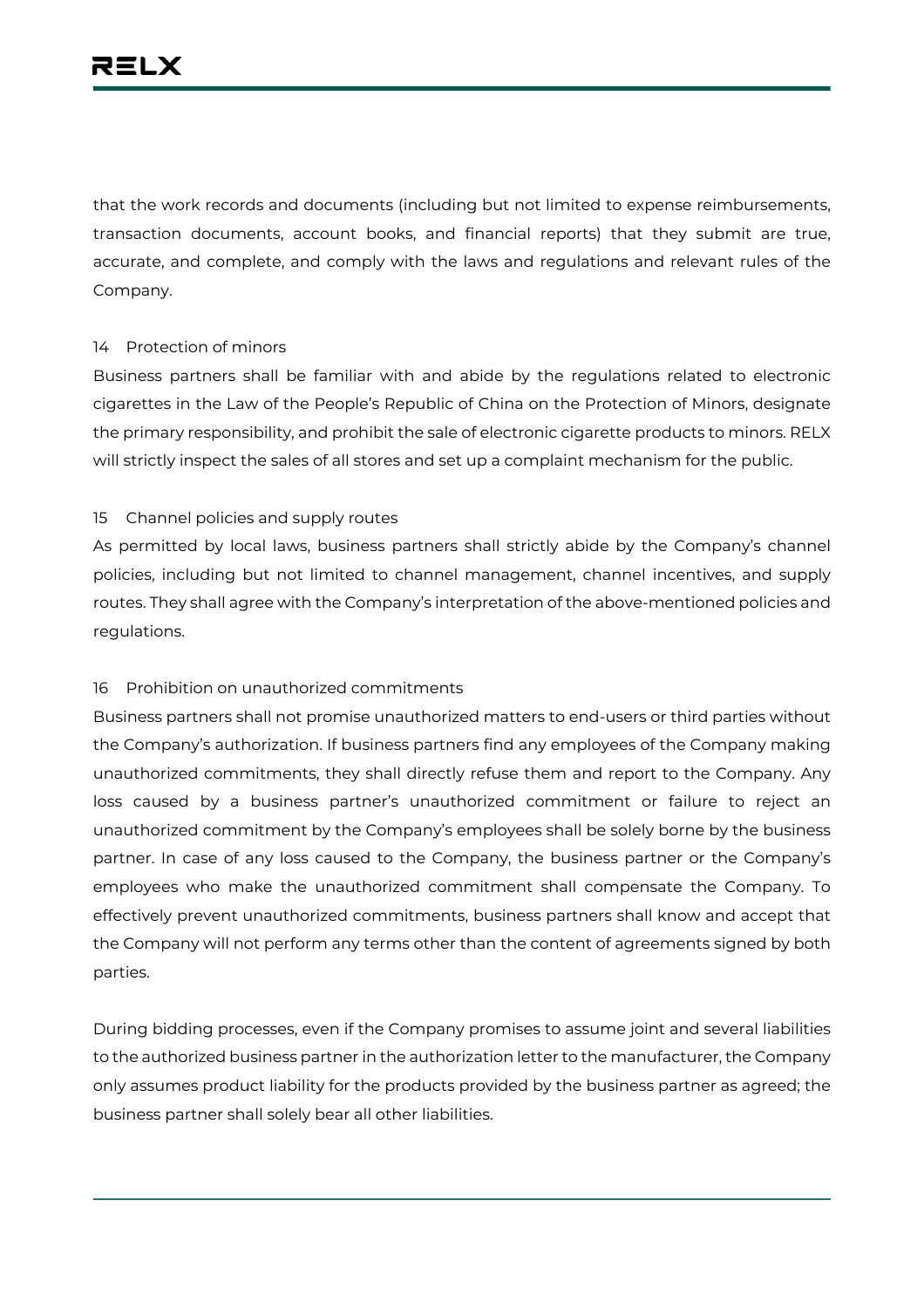that the work records and documents (including but not limited to expense reimbursements, transaction documents, account books, and financial reports) that they submit are true, accurate, and complete, and comply with the laws and regulations and relevant rules of the Company.

## 14 Protection of minors

Business partners shall be familiar with and abide by the regulations related to electronic cigarettes in the Law of the People's Republic of China on the Protection of Minors, designate the primary responsibility, and prohibit the sale of electronic cigarette products to minors. RELX will strictly inspect the sales of all stores and set up a complaint mechanism for the public.

## 15 Channel policies and supply routes

As permitted by local laws, business partners shall strictly abide by the Company's channel policies, including but not limited to channel management, channel incentives, and supply routes. They shall agree with the Company's interpretation of the above-mentioned policies and regulations.

## 16 Prohibition on unauthorized commitments

Business partners shall not promise unauthorized matters to end-users or third parties without the Company's authorization. If business partners find any employees of the Company making unauthorized commitments, they shall directly refuse them and report to the Company. Any loss caused by a business partner's unauthorized commitment or failure to reject an unauthorized commitment by the Company's employees shall be solely borne by the business partner. In case of any loss caused to the Company, the business partner or the Company's employees who make the unauthorized commitment shall compensate the Company. To effectively prevent unauthorized commitments, business partners shall know and accept that the Company will not perform any terms other than the content of agreements signed by both parties.

During bidding processes, even if the Company promises to assume joint and several liabilities to the authorized business partner in the authorization letter to the manufacturer, the Company only assumes product liability for the products provided by the business partner as agreed; the business partner shall solely bear all other liabilities.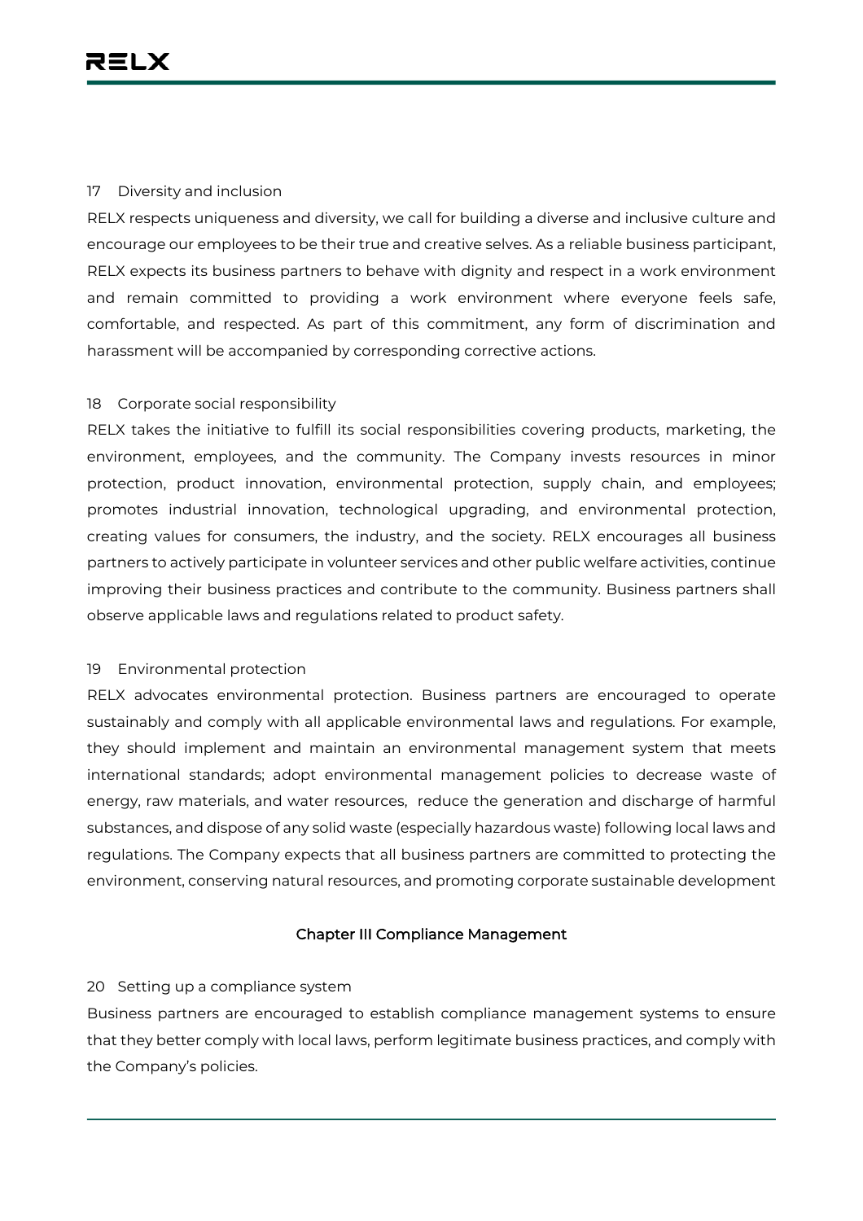### 17 Diversity and inclusion

RELX respects uniqueness and diversity, we call for building a diverse and inclusive culture and encourage our employees to be their true and creative selves. As a reliable business participant, RELX expects its business partners to behave with dignity and respect in a work environment and remain committed to providing a work environment where everyone feels safe, comfortable, and respected. As part of this commitment, any form of discrimination and harassment will be accompanied by corresponding corrective actions.

### 18 Corporate social responsibility

RELX takes the initiative to fulfill its social responsibilities covering products, marketing, the environment, employees, and the community. The Company invests resources in minor protection, product innovation, environmental protection, supply chain, and employees; promotes industrial innovation, technological upgrading, and environmental protection, creating values for consumers, the industry, and the society. RELX encourages all business partners to actively participate in volunteer services and other public welfare activities, continue improving their business practices and contribute to the community. Business partners shall observe applicable laws and regulations related to product safety.

### 19 Environmental protection

RELX advocates environmental protection. Business partners are encouraged to operate sustainably and comply with all applicable environmental laws and regulations. For example, they should implement and maintain an environmental management system that meets international standards; adopt environmental management policies to decrease waste of energy, raw materials, and water resources, reduce the generation and discharge of harmful substances, and dispose of any solid waste (especially hazardous waste) following local laws and regulations. The Company expects that all business partners are committed to protecting the environment, conserving natural resources, and promoting corporate sustainable development

## Chapter III Compliance Management

### 20 Setting up a compliance system

Business partners are encouraged to establish compliance management systems to ensure that they better comply with local laws, perform legitimate business practices, and comply with the Company's policies.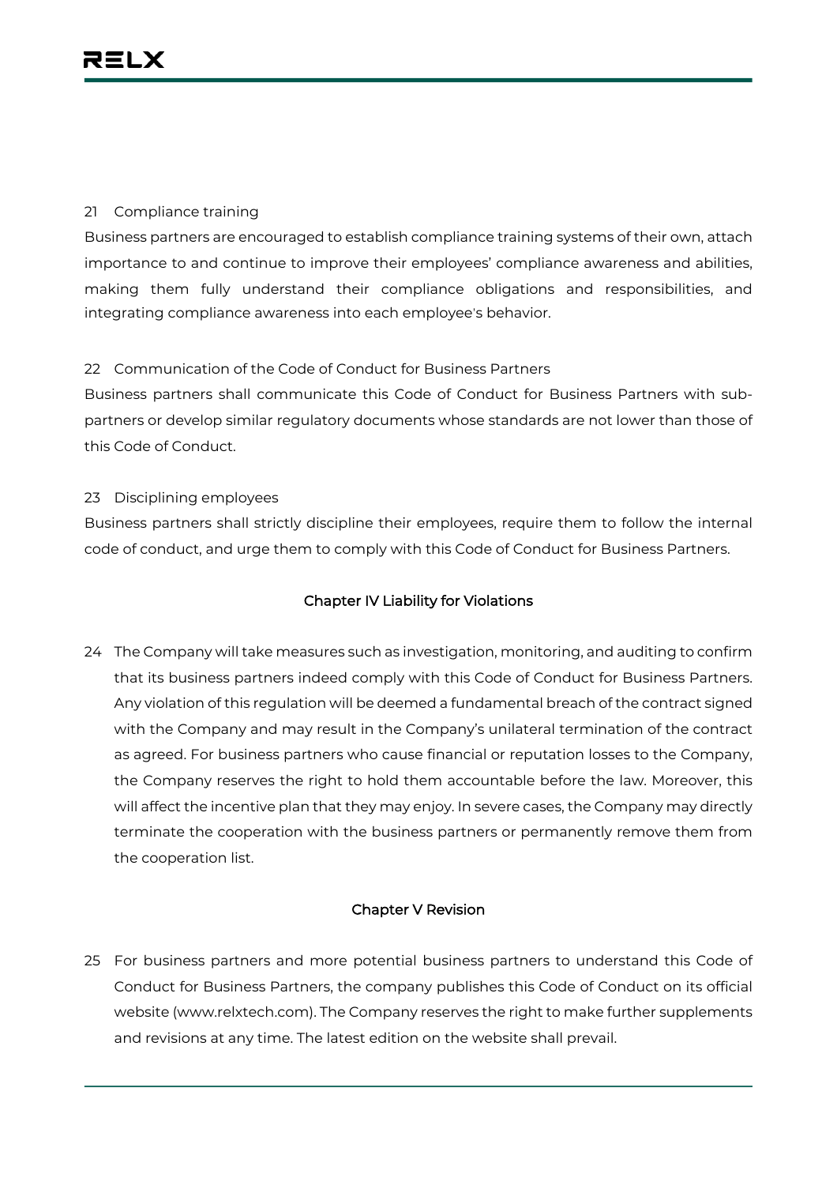21 Compliance training

Business partners are encouraged to establish compliance training systems of their own, attach importance to and continue to improve their employees' compliance awareness and abilities, making them fully understand their compliance obligations and responsibilities, and integrating compliance awareness into each employee's behavior.

22 Communication of the Code of Conduct for Business Partners

Business partners shall communicate this Code of Conduct for Business Partners with sub-partners or develop similar regulatory documents whose standards are not lower than those of this Code of Conduct.

23 Disciplining employees

Business partners shall strictly discipline their employees, require them to follow the internal code of conduct, and urge them to comply with this Code of Conduct for Business Partners.

## Chapter IV Liability for Violations

24 The Company will take measures such as investigation, monitoring, and auditing to confirm that its business partners indeed comply with this Code of Conduct for Business Partners. Any violation of this regulation will be deemed a fundamental breach of the contract signed with the Company and may result in the Company's unilateral termination of the contract as agreed. For business partners who cause financial or reputation losses to the Company, the Company reserves the right to hold them accountable before the law. Moreover, this will affect the incentive plan that they may enjoy. In severe cases, the Company may directly terminate the cooperation with the business partners or permanently remove them from the cooperation list.

## Chapter V Revision

25 For business partners and more potential business partners to understand this Code of Conduct for Business Partners, the company publishes this Code of Conduct on its official website (www.relxtech.com). The Company reserves the right to make further supplements and revisions at any time. The latest edition on the website shall prevail.